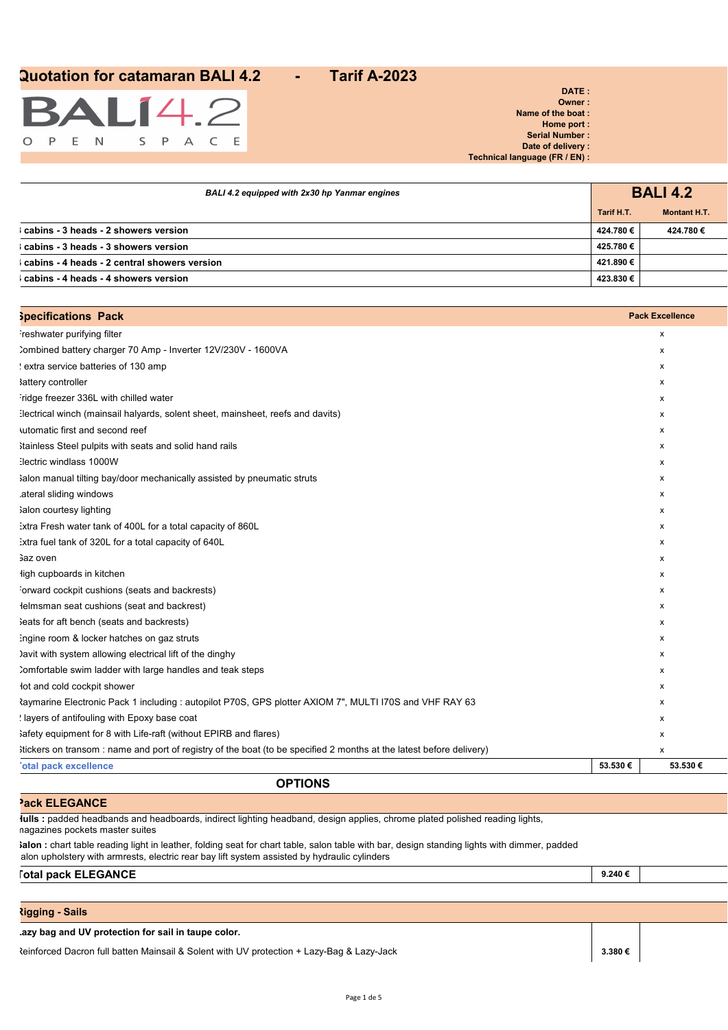# Quotation for catamaran BALI 4.2 - Tarif A-2023

BALI 4.2

OPEN SPACE

**DATE :**
**Owner :**
**Name of the boat :**
**Home port :**
**Serial Number :**
**Date of delivery :**
**Technical language (FR / EN) :**

| *BALI 4.2 equipped with 2x30 hp Yanmar engines* | **BALI 4.2** | |
|---|---|---|
| | **Tarif H.T.** | **Montant H.T.** |
| **cabins - 3 heads - 2 showers version** | **424.780 €** | **424.780 €** |
| **cabins - 3 heads - 3 showers version** | **425.780 €** | |
| **cabins - 4 heads - 2 central showers version** | **421.890 €** | |
| **cabins - 4 heads - 4 showers version** | **423.830 €** | |

| **Specifications Pack** | **Pack Excellence** | |
|---|---|---|
| Freshwater purifying filter | x | |
| Combined battery charger 70 Amp - Inverter 12V/230V - 1600VA | x | |
| extra service batteries of 130 amp | x | |
| Battery controller | x | |
| Fridge freezer 336L with chilled water | x | |
| Electrical winch (mainsail halyards, solent sheet, mainsheet, reefs and davits) | x | |
| Automatic first and second reef | x | |
| Stainless Steel pulpits with seats and solid hand rails | x | |
| Electric windlass 1000W | x | |
| Salon manual tilting bay/door mechanically assisted by pneumatic struts | x | |
| Lateral sliding windows | x | |
| Salon courtesy lighting | x | |
| Extra Fresh water tank of 400L for a total capacity of 860L | x | |
| Extra fuel tank of 320L for a total capacity of 640L | x | |
| Gaz oven | x | |
| High cupboards in kitchen | x | |
| Forward cockpit cushions (seats and backrests) | x | |
| Helmsman seat cushions (seat and backrest) | x | |
| Seats for aft bench (seats and backrests) | x | |
| Engine room & locker hatches on gaz struts | x | |
| Davit with system allowing electrical lift of the dinghy | x | |
| Comfortable swim ladder with large handles and teak steps | x | |
| Hot and cold cockpit shower | x | |
| Raymarine Electronic Pack 1 including : autopilot P70S, GPS plotter AXIOM 7", MULTI I70S and VHF RAY 63 | x | |
| layers of antifouling with Epoxy base coat | x | |
| Safety equipment for 8 with Life-raft (without EPIRB and flares) | x | |
| Stickers on transom : name and port of registry of the boat (to be specified 2 months at the latest before delivery) | x | |
| **Total pack excellence** | **53.530 €** | **53.530 €** |

## OPTIONS

### Pack ELEGANCE

**Hulls :** padded headbands and headboards, indirect lighting headband, design applies, chrome plated polished reading lights, magazines pockets master suites

**Salon :** chart table reading light in leather, folding seat for chart table, salon table with bar, design standing lights with dimmer, padded salon upholstery with armrests, electric rear bay lift system assisted by hydraulic cylinders

| **Total pack ELEGANCE** | **9.240 €** | |
|---|---|---|

### Rigging - Sails

| **Lazy bag and UV protection for sail in taupe color.** | | |
|---|---|---|
| Reinforced Dacron full batten Mainsail & Solent with UV protection + Lazy-Bag & Lazy-Jack | **3.380 €** | |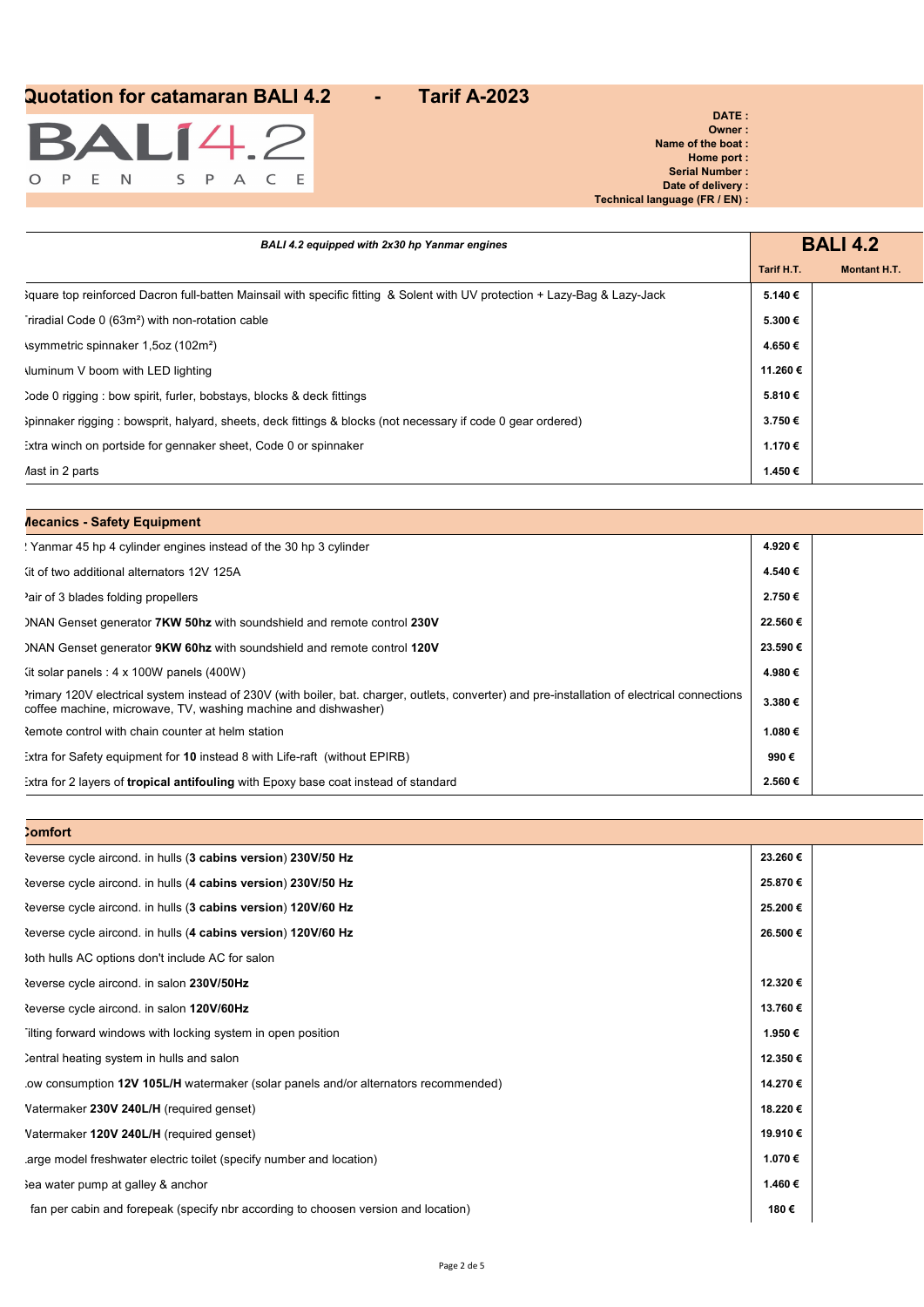# Quotation for catamaran BALI 4.2 - Tarif A-2023

BALI 4.2
OPEN SPACE

**DATE :**
**Owner :**
**Name of the boat :**
**Home port :**
**Serial Number :**
**Date of delivery :**
**Technical language (FR / EN) :**

| *BALI 4.2 equipped with 2x30 hp Yanmar engines* | **BALI 4.2** | |
|---|---|---|
| | **Tarif H.T.** | **Montant H.T.** |
| Square top reinforced Dacron full-batten Mainsail with specific fitting & Solent with UV protection + Lazy-Bag & Lazy-Jack | **5.140 €** | |
| Triradial Code 0 (63m²) with non-rotation cable | **5.300 €** | |
| Asymmetric spinnaker 1,5oz (102m²) | **4.650 €** | |
| Aluminum V boom with LED lighting | **11.260 €** | |
| Code 0 rigging : bow spirit, furler, bobstays, blocks & deck fittings | **5.810 €** | |
| Spinnaker rigging : bowsprit, halyard, sheets, deck fittings & blocks (not necessary if code 0 gear ordered) | **3.750 €** | |
| Extra winch on portside for gennaker sheet, Code 0 or spinnaker | **1.170 €** | |
| Mast in 2 parts | **1.450 €** | |

| **Mecanics - Safety Equipment** | | |
|---|---|---|
| 2 Yanmar 45 hp 4 cylinder engines instead of the 30 hp 3 cylinder | **4.920 €** | |
| Kit of two additional alternators 12V 125A | **4.540 €** | |
| Pair of 3 blades folding propellers | **2.750 €** | |
| ONAN Genset generator **7KW 50hz** with soundshield and remote control **230V** | **22.560 €** | |
| ONAN Genset generator **9KW 60hz** with soundshield and remote control **120V** | **23.590 €** | |
| Kit solar panels : 4 x 100W panels (400W) | **4.980 €** | |
| Primary 120V electrical system instead of 230V (with boiler, bat. charger, outlets, converter) and pre-installation of electrical connections coffee machine, microwave, TV, washing machine and dishwasher) | **3.380 €** | |
| Remote control with chain counter at helm station | **1.080 €** | |
| Extra for Safety equipment for **10** instead 8 with Life-raft (without EPIRB) | **990 €** | |
| Extra for 2 layers of **tropical antifouling** with Epoxy base coat instead of standard | **2.560 €** | |

| **Comfort** | | |
|---|---|---|
| Reverse cycle aircond. in hulls (**3 cabins version**) **230V/50 Hz** | **23.260 €** | |
| Reverse cycle aircond. in hulls (**4 cabins version**) **230V/50 Hz** | **25.870 €** | |
| Reverse cycle aircond. in hulls (**3 cabins version**) **120V/60 Hz** | **25.200 €** | |
| Reverse cycle aircond. in hulls (**4 cabins version**) **120V/60 Hz** | **26.500 €** | |
| Both hulls AC options don't include AC for salon | | |
| Reverse cycle aircond. in salon **230V/50Hz** | **12.320 €** | |
| Reverse cycle aircond. in salon **120V/60Hz** | **13.760 €** | |
| Tilting forward windows with locking system in open position | **1.950 €** | |
| Central heating system in hulls and salon | **12.350 €** | |
| Low consumption **12V 105L/H** watermaker (solar panels and/or alternators recommended) | **14.270 €** | |
| Watermaker **230V 240L/H** (required genset) | **18.220 €** | |
| Watermaker **120V 240L/H** (required genset) | **19.910 €** | |
| Large model freshwater electric toilet (specify number and location) | **1.070 €** | |
| Sea water pump at galley & anchor | **1.460 €** | |
| 1 fan per cabin and forepeak (specify nbr according to choosen version and location) | **180 €** | |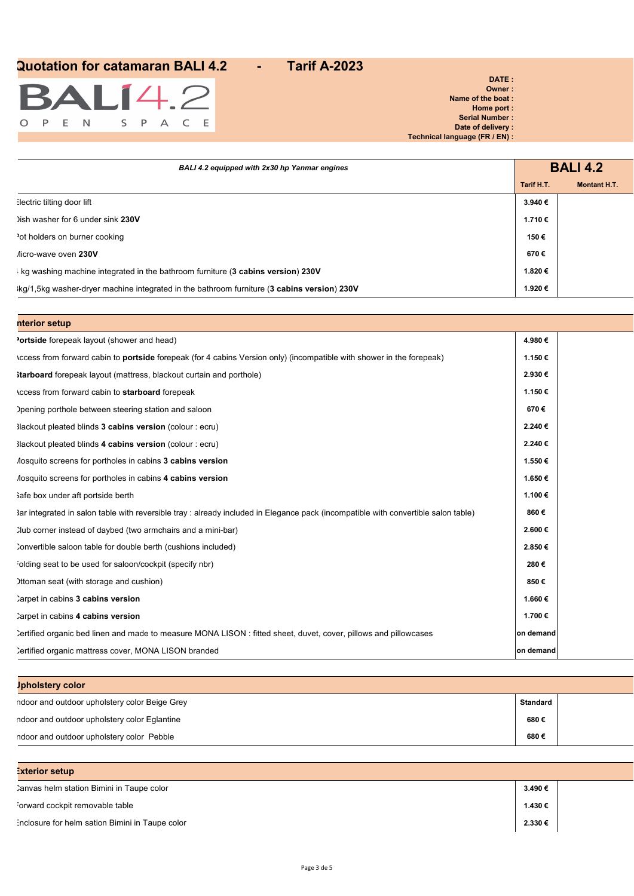# Quotation for catamaran BALI 4.2 - Tarif A-2023

BALI 4.2
OPEN SPACE

**DATE :**
**Owner :**
**Name of the boat :**
**Home port :**
**Serial Number :**
**Date of delivery :**
**Technical language (FR / EN) :**

| *BALI 4.2 equipped with 2x30 hp Yanmar engines* | **BALI 4.2** | |
|---|---|---|
| | **Tarif H.T.** | **Montant H.T.** |
| Electric tilting door lift | **3.940 €** | |
| Dish washer for 6 under sink **230V** | **1.710 €** | |
| Pot holders on burner cooking | **150 €** | |
| Micro-wave oven **230V** | **670 €** | |
| kg washing machine integrated in the bathroom furniture (**3 cabins version**) **230V** | **1.820 €** | |
| kg/1,5kg washer-dryer machine integrated in the bathroom furniture (**3 cabins version**) **230V** | **1.920 €** | |

| **Interior setup** | | |
|---|---|---|
| **Portside** forepeak layout (shower and head) | **4.980 €** | |
| Access from forward cabin to **portside** forepeak (for 4 cabins Version only) (incompatible with shower in the forepeak) | **1.150 €** | |
| **Starboard** forepeak layout (mattress, blackout curtain and porthole) | **2.930 €** | |
| Access from forward cabin to **starboard** forepeak | **1.150 €** | |
| Opening porthole between steering station and saloon | **670 €** | |
| Blackout pleated blinds **3 cabins version** (colour : ecru) | **2.240 €** | |
| Blackout pleated blinds **4 cabins version** (colour : ecru) | **2.240 €** | |
| Mosquito screens for portholes in cabins **3 cabins version** | **1.550 €** | |
| Mosquito screens for portholes in cabins **4 cabins version** | **1.650 €** | |
| Safe box under aft portside berth | **1.100 €** | |
| Bar integrated in salon table with reversible tray : already included in Elegance pack (incompatible with convertible salon table) | **860 €** | |
| Club corner instead of daybed (two armchairs and a mini-bar) | **2.600 €** | |
| Convertible saloon table for double berth (cushions included) | **2.850 €** | |
| Folding seat to be used for saloon/cockpit (specify nbr) | **280 €** | |
| Ottoman seat (with storage and cushion) | **850 €** | |
| Carpet in cabins **3 cabins version** | **1.660 €** | |
| Carpet in cabins **4 cabins version** | **1.700 €** | |
| Certified organic bed linen and made to measure MONA LISON : fitted sheet, duvet, cover, pillows and pillowcases | **on demand** | |
| Certified organic mattress cover, MONA LISON branded | **on demand** | |

| **Upholstery color** | | |
|---|---|---|
| Indoor and outdoor upholstery color Beige Grey | **Standard** | |
| Indoor and outdoor upholstery color Eglantine | **680 €** | |
| Indoor and outdoor upholstery color Pebble | **680 €** | |

| **Exterior setup** | | |
|---|---|---|
| Canvas helm station Bimini in Taupe color | **3.490 €** | |
| Forward cockpit removable table | **1.430 €** | |
| Enclosure for helm sation Bimini in Taupe color | **2.330 €** | |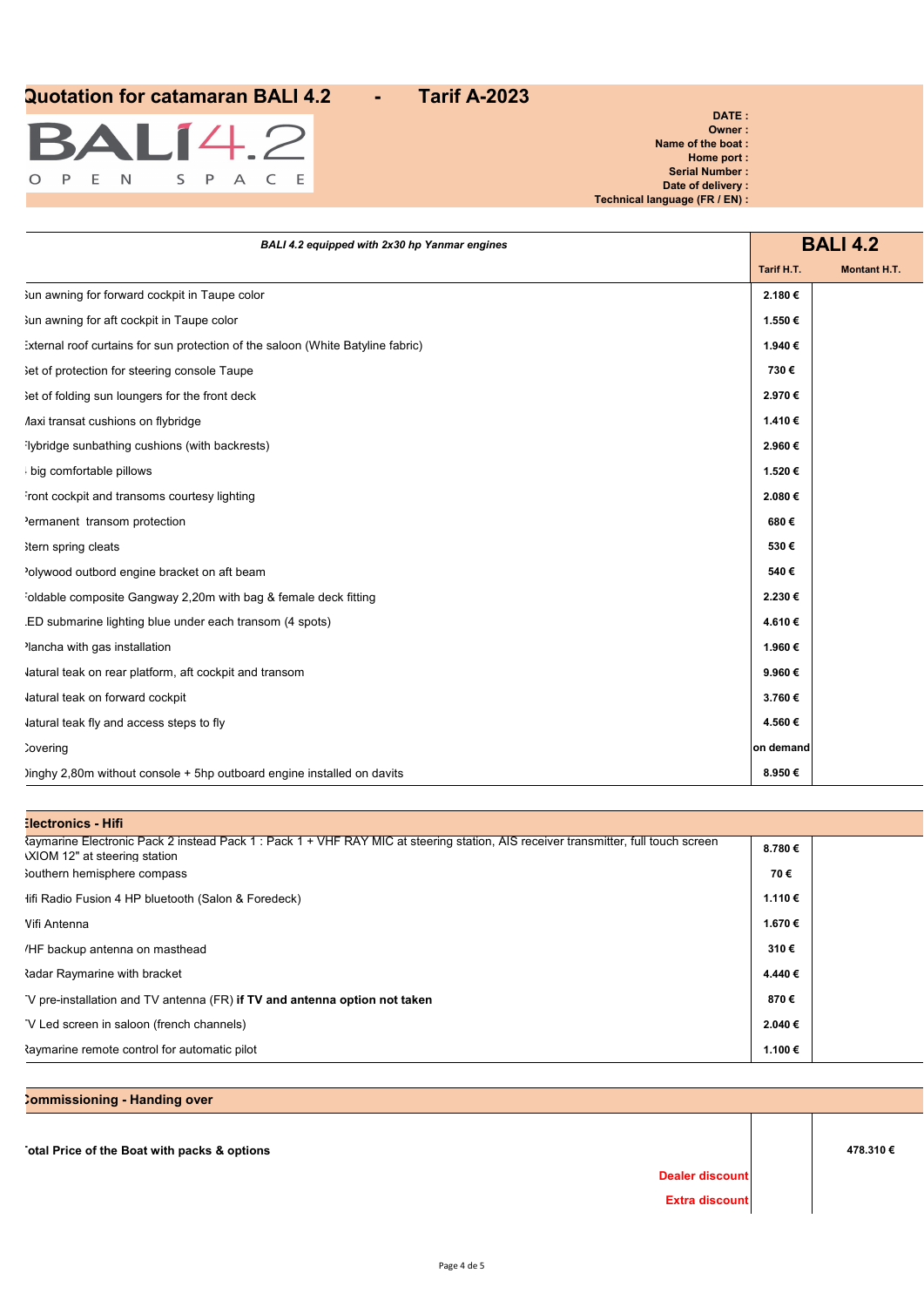# Quotation for catamaran BALI 4.2 - Tarif A-2023

BALI 4.2 OPEN SPACE

**DATE :**
**Owner :**
**Name of the boat :**
**Home port :**
**Serial Number :**
**Date of delivery :**
**Technical language (FR / EN) :**

| *BALI 4.2 equipped with 2x30 hp Yanmar engines* | **BALI 4.2** | |
|---|---|---|
| | **Tarif H.T.** | **Montant H.T.** |
| Sun awning for forward cockpit in Taupe color | **2.180 €** | |
| Sun awning for aft cockpit in Taupe color | **1.550 €** | |
| External roof curtains for sun protection of the saloon (White Batyline fabric) | **1.940 €** | |
| Set of protection for steering console Taupe | **730 €** | |
| Set of folding sun loungers for the front deck | **2.970 €** | |
| Maxi transat cushions on flybridge | **1.410 €** | |
| Flybridge sunbathing cushions (with backrests) | **2.960 €** | |
| big comfortable pillows | **1.520 €** | |
| Front cockpit and transoms courtesy lighting | **2.080 €** | |
| Permanent transom protection | **680 €** | |
| Stern spring cleats | **530 €** | |
| Polywood outbord engine bracket on aft beam | **540 €** | |
| Foldable composite Gangway 2,20m with bag & female deck fitting | **2.230 €** | |
| LED submarine lighting blue under each transom (4 spots) | **4.610 €** | |
| Plancha with gas installation | **1.960 €** | |
| Natural teak on rear platform, aft cockpit and transom | **9.960 €** | |
| Natural teak on forward cockpit | **3.760 €** | |
| Natural teak fly and access steps to fly | **4.560 €** | |
| Covering | **on demand** | |
| Dinghy 2,80m without console + 5hp outboard engine installed on davits | **8.950 €** | |

| **Electronics - Hifi** | | |
|---|---|---|
| Raymarine Electronic Pack 2 instead Pack 1 : Pack 1 + VHF RAY MIC at steering station, AIS receiver transmitter, full touch screen AXIOM 12" at steering station | **8.780 €** | |
| Southern hemisphere compass | **70 €** | |
| Hifi Radio Fusion 4 HP bluetooth (Salon & Foredeck) | **1.110 €** | |
| Wifi Antenna | **1.670 €** | |
| VHF backup antenna on masthead | **310 €** | |
| Radar Raymarine with bracket | **4.440 €** | |
| TV pre-installation and TV antenna (FR) **if TV and antenna option not taken** | **870 €** | |
| TV Led screen in saloon (french channels) | **2.040 €** | |
| Raymarine remote control for automatic pilot | **1.100 €** | |

| **Commissioning - Handing over** | | |
|---|---|---|
| **Total Price of the Boat with packs & options** | | **478.310 €** |
| **Dealer discount** | | |
| **Extra discount** | | |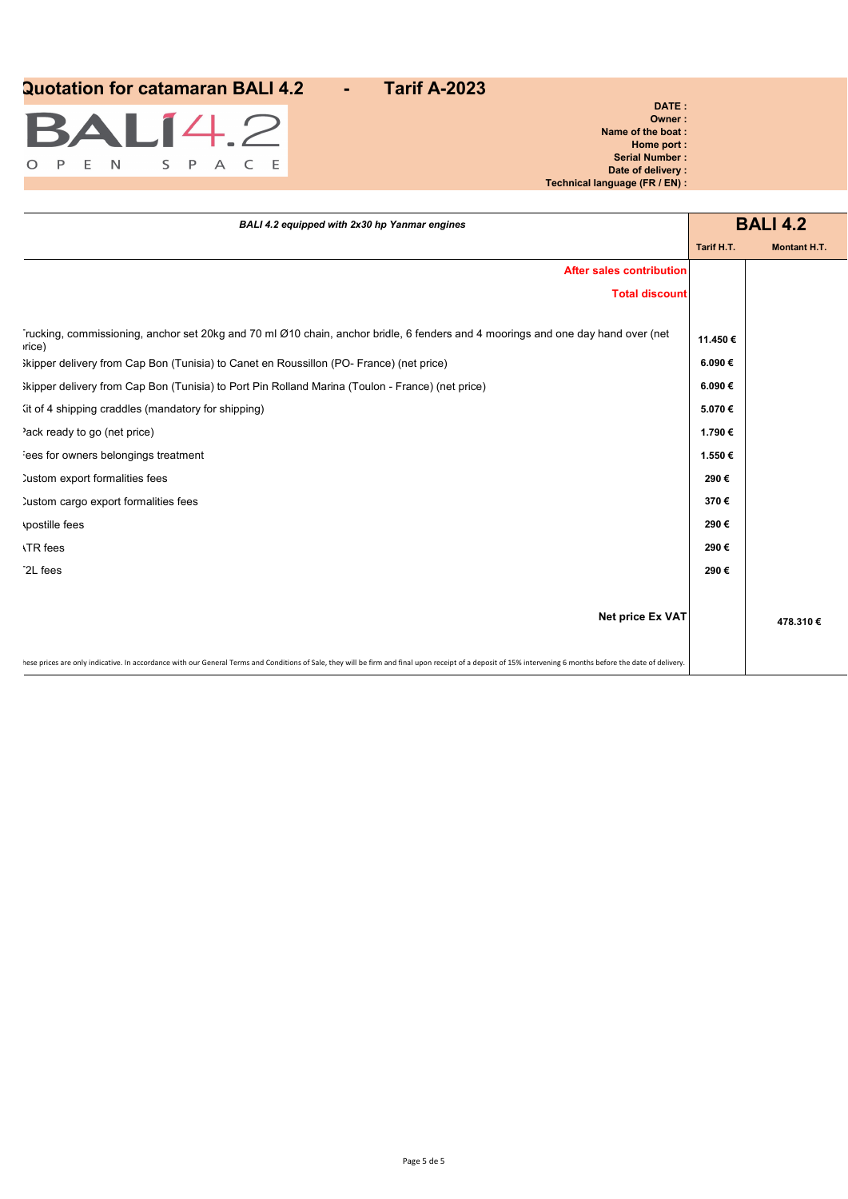# Quotation for catamaran BALI 4.2 - Tarif A-2023

BALI 4.2
OPEN SPACE

**DATE :**
**Owner :**
**Name of the boat :**
**Home port :**
**Serial Number :**
**Date of delivery :**
**Technical language (FR / EN) :**

| *BALI 4.2 equipped with 2x30 hp Yanmar engines* | BALI 4.2 | |
|---|---|---|
| | Tarif H.T. | Montant H.T. |
| **After sales contribution** | | |
| **Total discount** | | |
| Trucking, commissioning, anchor set 20kg and 70 ml Ø10 chain, anchor bridle, 6 fenders and 4 moorings and one day hand over (net price) | 11.450 € | |
| Skipper delivery from Cap Bon (Tunisia) to Canet en Roussillon (PO- France) (net price) | 6.090 € | |
| Skipper delivery from Cap Bon (Tunisia) to Port Pin Rolland Marina (Toulon - France) (net price) | 6.090 € | |
| Kit of 4 shipping caddles (mandatory for shipping) | 5.070 € | |
| Pack ready to go (net price) | 1.790 € | |
| Fees for owners belongings treatment | 1.550 € | |
| Custom export formalities fees | 290 € | |
| Custom cargo export formalities fees | 370 € | |
| Apostille fees | 290 € | |
| ATR fees | 290 € | |
| T2L fees | 290 € | |
| **Net price Ex VAT** | | 478.310 € |

These prices are only indicative. In accordance with our General Terms and Conditions of Sale, they will be firm and final upon receipt of a deposit of 15% intervening 6 months before the date of delivery.